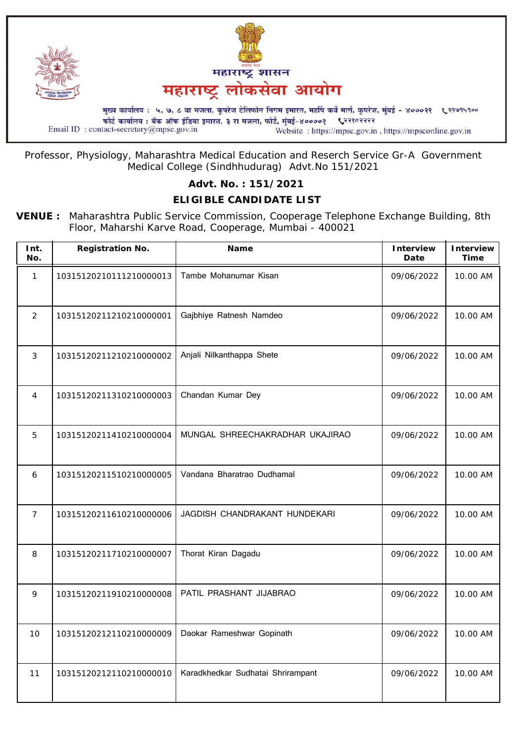महाराष्ट्र शासन

# महाराष्ट्र लोकसेवा आयोग

मुख्य कार्यालय : ५, ७, ८ वा मजला, कुपरेज टेलिफोन निगम इमारत, महर्षि कर्वे मार्ग, कुपरेज, मुंबई - ४०००२१ ☎२२७९५९००
फोर्ट कार्यालय : बँक ऑफ इंडिया इमारत, ३ रा मजला, फोर्ट, मुंबई-४००००१ ☎२२१०२२२२
Email ID : contact-secretary@mpsc.gov.in Website : https://mpsc.gov.in , https://mpsconline.gov.in

Professor, Physiology, Maharashtra Medical Education and Reserch Service Gr-A Government Medical College (Sindhhudurag) Advt.No 151/2021

**Advt. No. : 151/2021**

**ELIGIBLE CANDIDATE LIST**

**VENUE :** Maharashtra Public Service Commission, Cooperage Telephone Exchange Building, 8th Floor, Maharshi Karve Road, Cooperage, Mumbai - 400021

| Int. No. | Registration No. | Name | Interview Date | Interview Time |
|---|---|---|---|---|
| 1 | 10315120210111210000013 | Tambe Mohanumar Kisan | 09/06/2022 | 10.00 AM |
| 2 | 10315120211210210000001 | Gajbhiye Ratnesh Namdeo | 09/06/2022 | 10.00 AM |
| 3 | 10315120211210210000002 | Anjali Nilkanthappa Shete | 09/06/2022 | 10.00 AM |
| 4 | 10315120211310210000003 | Chandan Kumar Dey | 09/06/2022 | 10.00 AM |
| 5 | 10315120211410210000004 | MUNGAL SHREECHAKRADHAR UKAJIRAO | 09/06/2022 | 10.00 AM |
| 6 | 10315120211510210000005 | Vandana Bharatrao Dudhamal | 09/06/2022 | 10.00 AM |
| 7 | 10315120211610210000006 | JAGDISH CHANDRAKANT HUNDEKARI | 09/06/2022 | 10.00 AM |
| 8 | 10315120211710210000007 | Thorat Kiran Dagadu | 09/06/2022 | 10.00 AM |
| 9 | 10315120211910210000008 | PATIL PRASHANT JIJABRAO | 09/06/2022 | 10.00 AM |
| 10 | 10315120212110210000009 | Daokar Rameshwar Gopinath | 09/06/2022 | 10.00 AM |
| 11 | 10315120212110210000010 | Karadkhedkar Sudhatai Shrirampant | 09/06/2022 | 10.00 AM |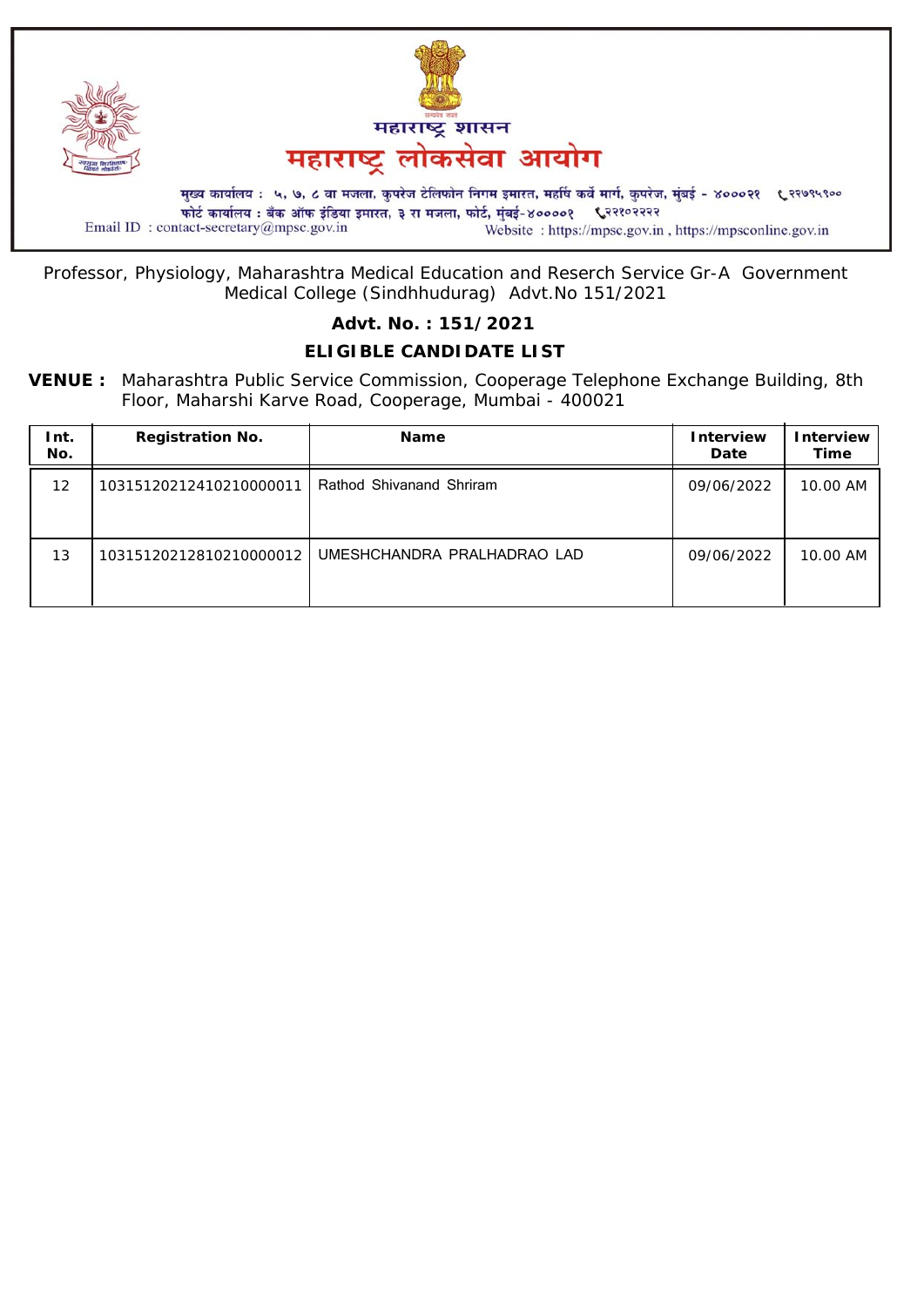महाराष्ट्र शासन

# महाराष्ट्र लोकसेवा आयोग

मुख्य कार्यालय : ५, ७, ८ वा मजला, कुपरेज टेलिफोन निगम इमारत, महर्षि कर्वे मार्ग, कुपरेज, मुंबई - ४०००२१ २२७९५९००
फोर्ट कार्यालय : बँक ऑफ इंडिया इमारत, ३ रा मजला, फोर्ट, मुंबई-४००००१ २२१०२२२२
Email ID : contact-secretary@mpsc.gov.in Website : https://mpsc.gov.in , https://mpsconline.gov.in

Professor, Physiology, Maharashtra Medical Education and Reserch Service Gr-A Government Medical College (Sindhhudurag) Advt.No 151/2021

**Advt. No. : 151/2021**

**ELIGIBLE CANDIDATE LIST**

**VENUE :** Maharashtra Public Service Commission, Cooperage Telephone Exchange Building, 8th Floor, Maharshi Karve Road, Cooperage, Mumbai - 400021

| Int. No. | Registration No. | Name | Interview Date | Interview Time |
|---|---|---|---|---|
| 12 | 10315120212410210000011 | Rathod Shivanand Shriram | 09/06/2022 | 10.00 AM |
| 13 | 10315120212810210000012 | UMESHCHANDRA PRALHADRAO LAD | 09/06/2022 | 10.00 AM |